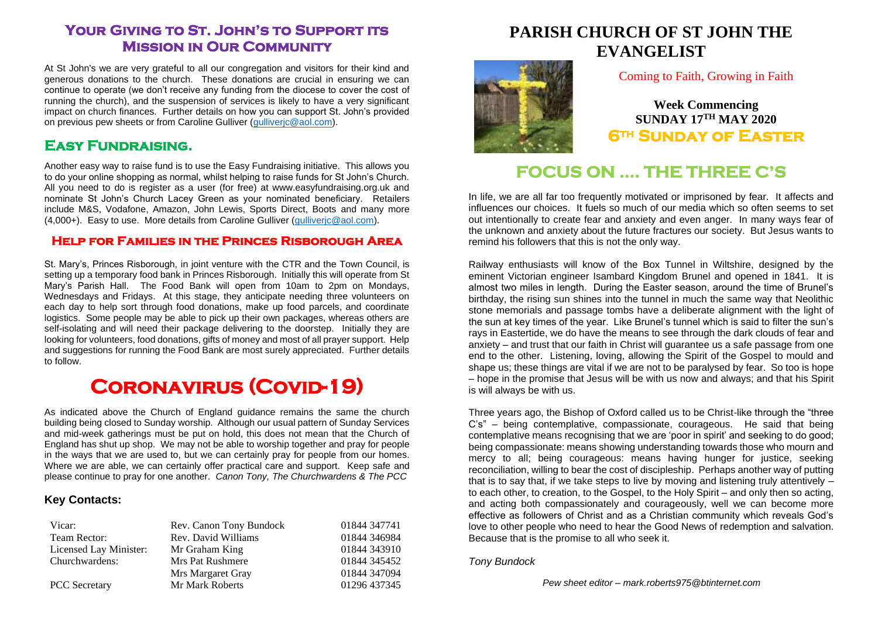## Your Giving to St. John's to Support its Mission in Our Community

At St John's we are very grateful to all our congregation and visitors for their kind and generous donations to the church. These donations are crucial in ensuring we can continue to operate (we don't receive any funding from the diocese to cover the cost of running the church), and the suspension of services is likely to have a very significant impact on church finances. Further details on how you can support St. John's provided on previous pew sheets or from Caroline Gulliver (gulliverjc@aol.com).

## Easy Fundraising.

Another easy way to raise fund is to use the Easy Fundraising initiative. This allows you to do your online shopping as normal, whilst helping to raise funds for St John's Church. All you need to do is register as a user (for free) at www.easyfundraising.org.uk and nominate St John's Church Lacey Green as your nominated beneficiary. Retailers include M&S, Vodafone, Amazon, John Lewis, Sports Direct, Boots and many more (4,000+). Easy to use. More details from Caroline Gulliver (gulliverjc@aol.com).

### Help for Families in the Princes Risborough Area

St. Mary's, Princes Risborough, in joint venture with the CTR and the Town Council, is setting up a temporary food bank in Princes Risborough. Initially this will operate from St Mary's Parish Hall. The Food Bank will open from 10am to 2pm on Mondays, Wednesdays and Fridays. At this stage, they anticipate needing three volunteers on each day to help sort through food donations, make up food parcels, and coordinate logistics. Some people may be able to pick up their own packages, whereas others are self-isolating and will need their package delivering to the doorstep. Initially they are looking for volunteers, food donations, gifts of money and most of all prayer support. Help and suggestions for running the Food Bank are most surely appreciated. Further details to follow.

# Coronavirus (Covid-19)

As indicated above the Church of England guidance remains the same the church building being closed to Sunday worship. Although our usual pattern of Sunday Services and mid-week gatherings must be put on hold, this does not mean that the Church of England has shut up shop. We may not be able to worship together and pray for people in the ways that we are used to, but we can certainly pray for people from our homes. Where we are able, we can certainly offer practical care and support. Keep safe and please continue to pray for one another. *Canon Tony, The Churchwardens & The PCC*

### Key Contacts:

| | | |
|---|---|---|
| Vicar: | Rev. Canon Tony Bundock | 01844 347741 |
| Team Rector: | Rev. David Williams | 01844 346984 |
| Licensed Lay Minister: | Mr Graham King | 01844 343910 |
| Churchwardens: | Mrs Pat Rushmere | 01844 345452 |
| | Mrs Margaret Gray | 01844 347094 |
| PCC Secretary | Mr Mark Roberts | 01296 437345 |

# PARISH CHURCH OF ST JOHN THE EVANGELIST

Coming to Faith, Growing in Faith

**Week Commencing**
**SUNDAY 17TH MAY 2020**
**6TH SUNDAY OF EASTER**

# FOCUS ON .... THE THREE C'S

In life, we are all far too frequently motivated or imprisoned by fear. It affects and influences our choices. It fuels so much of our media which so often seems to set out intentionally to create fear and anxiety and even anger. In many ways fear of the unknown and anxiety about the future fractures our society. But Jesus wants to remind his followers that this is not the only way.

Railway enthusiasts will know of the Box Tunnel in Wiltshire, designed by the eminent Victorian engineer Isambard Kingdom Brunel and opened in 1841. It is almost two miles in length. During the Easter season, around the time of Brunel's birthday, the rising sun shines into the tunnel in much the same way that Neolithic stone memorials and passage tombs have a deliberate alignment with the light of the sun at key times of the year. Like Brunel's tunnel which is said to filter the sun's rays in Eastertide, we do have the means to see through the dark clouds of fear and anxiety – and trust that our faith in Christ will guarantee us a safe passage from one end to the other. Listening, loving, allowing the Spirit of the Gospel to mould and shape us; these things are vital if we are not to be paralysed by fear. So too is hope – hope in the promise that Jesus will be with us now and always; and that his Spirit is will always be with us.

Three years ago, the Bishop of Oxford called us to be Christ-like through the "three C's" – being contemplative, compassionate, courageous. He said that being contemplative means recognising that we are 'poor in spirit' and seeking to do good; being compassionate: means showing understanding towards those who mourn and mercy to all; being courageous: means having hunger for justice, seeking reconciliation, willing to bear the cost of discipleship. Perhaps another way of putting that is to say that, if we take steps to live by moving and listening truly attentively – to each other, to creation, to the Gospel, to the Holy Spirit – and only then so acting, and acting both compassionately and courageously, well we can become more effective as followers of Christ and as a Christian community which reveals God's love to other people who need to hear the Good News of redemption and salvation. Because that is the promise to all who seek it.

*Tony Bundock*

*Pew sheet editor – mark.roberts975@btinternet.com*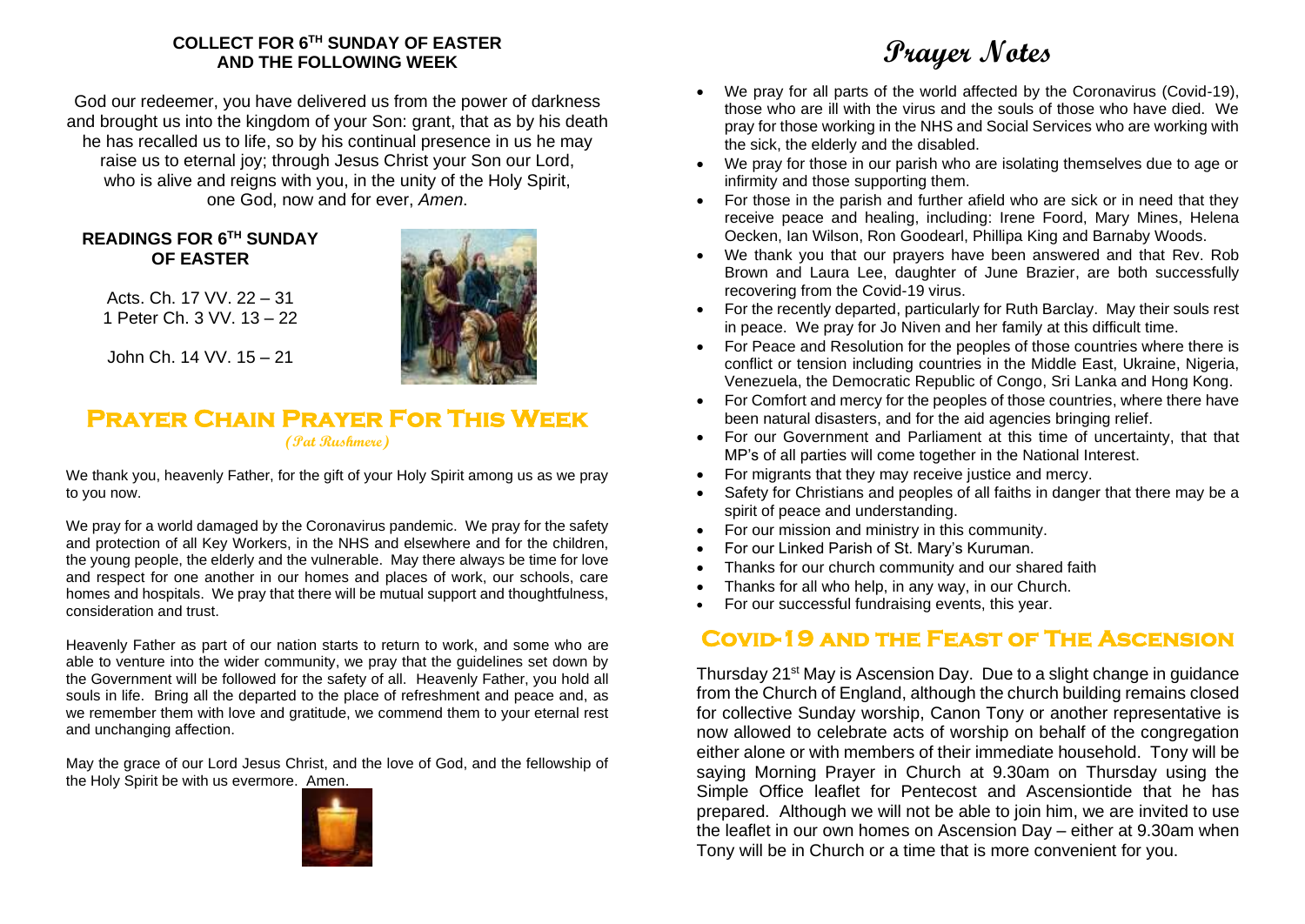**COLLECT FOR 6TH SUNDAY OF EASTER AND THE FOLLOWING WEEK**

God our redeemer, you have delivered us from the power of darkness and brought us into the kingdom of your Son: grant, that as by his death he has recalled us to life, so by his continual presence in us he may raise us to eternal joy; through Jesus Christ your Son our Lord, who is alive and reigns with you, in the unity of the Holy Spirit, one God, now and for ever, *Amen.*

**READINGS FOR 6TH SUNDAY OF EASTER**

Acts. Ch. 17 VV. 22 – 31
1 Peter Ch. 3 VV. 13 – 22

John Ch. 14 VV. 15 – 21

## Prayer Chain Prayer For This Week

*(Pat Rushmere)*

We thank you, heavenly Father, for the gift of your Holy Spirit among us as we pray to you now.

We pray for a world damaged by the Coronavirus pandemic. We pray for the safety and protection of all Key Workers, in the NHS and elsewhere and for the children, the young people, the elderly and the vulnerable. May there always be time for love and respect for one another in our homes and places of work, our schools, care homes and hospitals. We pray that there will be mutual support and thoughtfulness, consideration and trust.

Heavenly Father as part of our nation starts to return to work, and some who are able to venture into the wider community, we pray that the guidelines set down by the Government will be followed for the safety of all. Heavenly Father, you hold all souls in life. Bring all the departed to the place of refreshment and peace and, as we remember them with love and gratitude, we commend them to your eternal rest and unchanging affection.

May the grace of our Lord Jesus Christ, and the love of God, and the fellowship of the Holy Spirit be with us evermore. Amen.

# Prayer Notes

- We pray for all parts of the world affected by the Coronavirus (Covid-19), those who are ill with the virus and the souls of those who have died. We pray for those working in the NHS and Social Services who are working with the sick, the elderly and the disabled.
- We pray for those in our parish who are isolating themselves due to age or infirmity and those supporting them.
- For those in the parish and further afield who are sick or in need that they receive peace and healing, including: Irene Foord, Mary Mines, Helena Oecken, Ian Wilson, Ron Goodearl, Phillipa King and Barnaby Woods.
- We thank you that our prayers have been answered and that Rev. Rob Brown and Laura Lee, daughter of June Brazier, are both successfully recovering from the Covid-19 virus.
- For the recently departed, particularly for Ruth Barclay. May their souls rest in peace. We pray for Jo Niven and her family at this difficult time.
- For Peace and Resolution for the peoples of those countries where there is conflict or tension including countries in the Middle East, Ukraine, Nigeria, Venezuela, the Democratic Republic of Congo, Sri Lanka and Hong Kong.
- For Comfort and mercy for the peoples of those countries, where there have been natural disasters, and for the aid agencies bringing relief.
- For our Government and Parliament at this time of uncertainty, that that MP's of all parties will come together in the National Interest.
- For migrants that they may receive justice and mercy.
- Safety for Christians and peoples of all faiths in danger that there may be a spirit of peace and understanding.
- For our mission and ministry in this community.
- For our Linked Parish of St. Mary's Kuruman.
- Thanks for our church community and our shared faith
- Thanks for all who help, in any way, in our Church.
- For our successful fundraising events, this year.

## Covid-19 and the Feast of The Ascension

Thursday 21st May is Ascension Day. Due to a slight change in guidance from the Church of England, although the church building remains closed for collective Sunday worship, Canon Tony or another representative is now allowed to celebrate acts of worship on behalf of the congregation either alone or with members of their immediate household. Tony will be saying Morning Prayer in Church at 9.30am on Thursday using the Simple Office leaflet for Pentecost and Ascensiontide that he has prepared. Although we will not be able to join him, we are invited to use the leaflet in our own homes on Ascension Day – either at 9.30am when Tony will be in Church or a time that is more convenient for you.